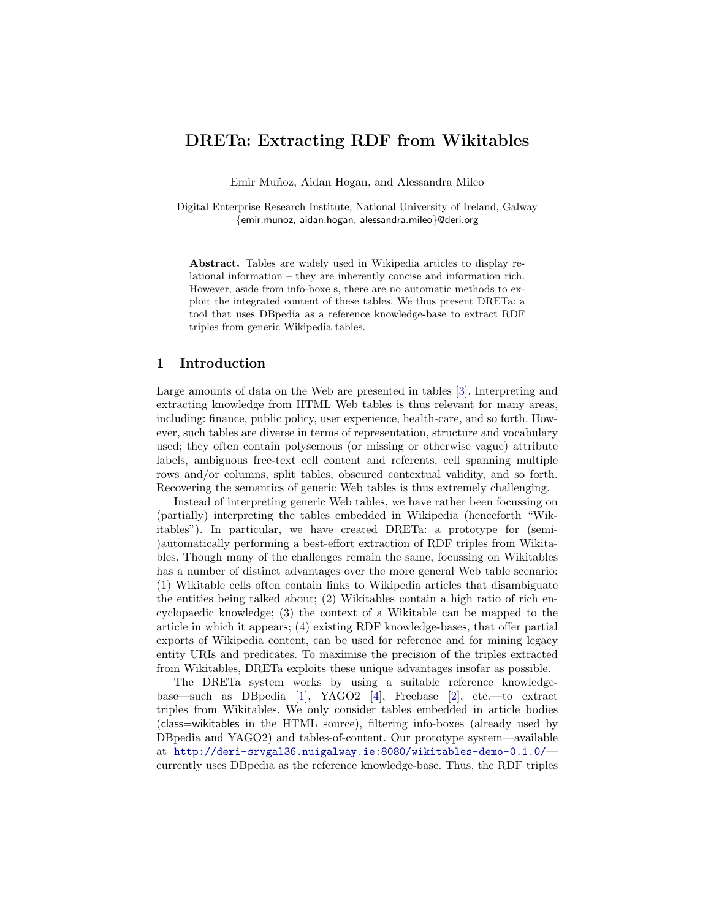# DRETa: Extracting RDF from Wikitables

Emir Muñoz, Aidan Hogan, and Alessandra Mileo

Digital Enterprise Research Institute, National University of Ireland, Galway
{emir.munoz, aidan.hogan, alessandra.mileo}@deri.org

**Abstract.** Tables are widely used in Wikipedia articles to display relational information – they are inherently concise and information rich. However, aside from info-boxe s, there are no automatic methods to exploit the integrated content of these tables. We thus present DRETa: a tool that uses DBpedia as a reference knowledge-base to extract RDF triples from generic Wikipedia tables.

## 1 Introduction

Large amounts of data on the Web are presented in tables [3]. Interpreting and extracting knowledge from HTML Web tables is thus relevant for many areas, including: finance, public policy, user experience, health-care, and so forth. However, such tables are diverse in terms of representation, structure and vocabulary used; they often contain polysemous (or missing or otherwise vague) attribute labels, ambiguous free-text cell content and referents, cell spanning multiple rows and/or columns, split tables, obscured contextual validity, and so forth. Recovering the semantics of generic Web tables is thus extremely challenging.

Instead of interpreting generic Web tables, we have rather been focussing on (partially) interpreting the tables embedded in Wikipedia (henceforth "Wikitables"). In particular, we have created DRETa: a prototype for (semi-)automatically performing a best-effort extraction of RDF triples from Wikitables. Though many of the challenges remain the same, focussing on Wikitables has a number of distinct advantages over the more general Web table scenario: (1) Wikitable cells often contain links to Wikipedia articles that disambiguate the entities being talked about; (2) Wikitables contain a high ratio of rich encyclopaedic knowledge; (3) the context of a Wikitable can be mapped to the article in which it appears; (4) existing RDF knowledge-bases, that offer partial exports of Wikipedia content, can be used for reference and for mining legacy entity URIs and predicates. To maximise the precision of the triples extracted from Wikitables, DRETa exploits these unique advantages insofar as possible.

The DRETa system works by using a suitable reference knowledge-base—such as DBpedia [1], YAGO2 [4], Freebase [2], etc.—to extract triples from Wikitables. We only consider tables embedded in article bodies (class=wikitables in the HTML source), filtering info-boxes (already used by DBpedia and YAGO2) and tables-of-content. Our prototype system—available at http://deri-srvgal36.nuigalway.ie:8080/wikitables-demo-0.1.0/—currently uses DBpedia as the reference knowledge-base. Thus, the RDF triples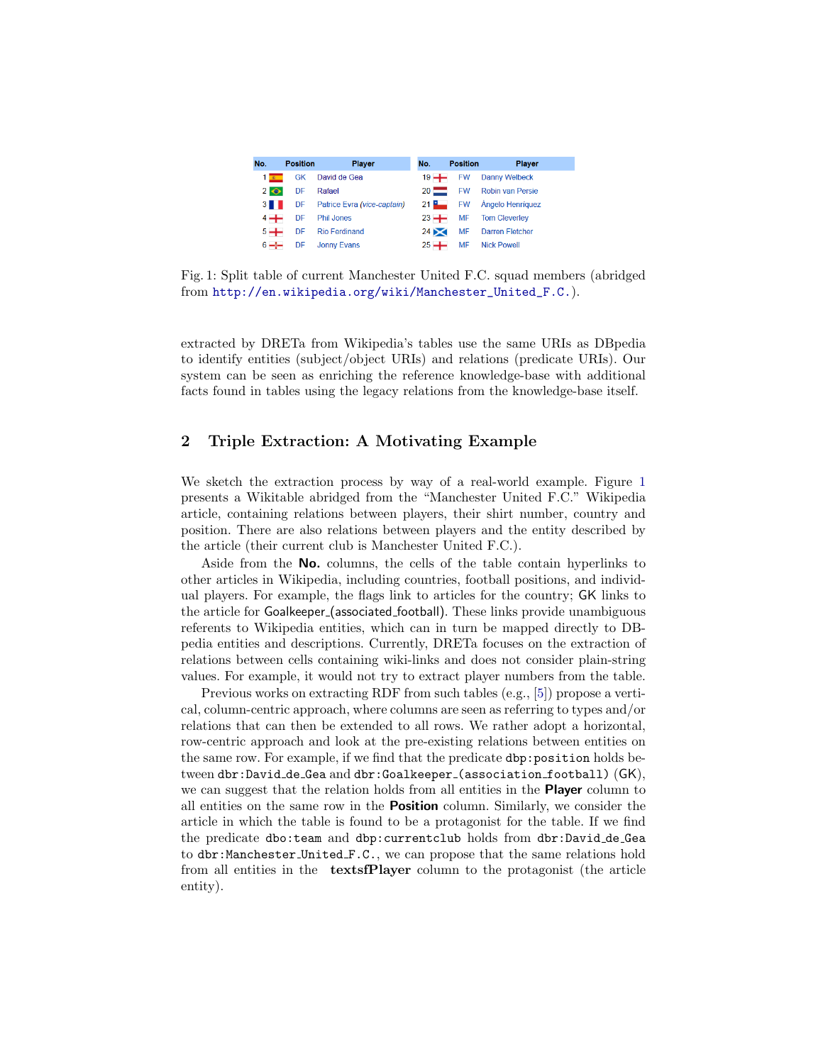| No. | Position | Player | No. | Position | Player |
|---|---|---|---|---|---|
| 1 | GK | David de Gea | 19 | FW | Danny Welbeck |
| 2 | DF | Rafael | 20 | FW | Robin van Persie |
| 3 | DF | Patrice Evra (*vice-captain*) | 21 | FW | Ángelo Henríquez |
| 4 | DF | Phil Jones | 23 | MF | Tom Cleverley |
| 5 | DF | Rio Ferdinand | 24 | MF | Darren Fletcher |
| 6 | DF | Jonny Evans | 25 | MF | Nick Powell |

Fig. 1: Split table of current Manchester United F.C. squad members (abridged from http://en.wikipedia.org/wiki/Manchester_United_F.C.).

extracted by DRETa from Wikipedia's tables use the same URIs as DBpedia to identify entities (subject/object URIs) and relations (predicate URIs). Our system can be seen as enriching the reference knowledge-base with additional facts found in tables using the legacy relations from the knowledge-base itself.

## 2 Triple Extraction: A Motivating Example

We sketch the extraction process by way of a real-world example. Figure 1 presents a Wikitable abridged from the "Manchester United F.C." Wikipedia article, containing relations between players, their shirt number, country and position. There are also relations between players and the entity described by the article (their current club is Manchester United F.C.).

Aside from the **No.** columns, the cells of the table contain hyperlinks to other articles in Wikipedia, including countries, football positions, and individual players. For example, the flags link to articles for the country; GK links to the article for Goalkeeper_(associated_football). These links provide unambiguous referents to Wikipedia entities, which can in turn be mapped directly to DBpedia entities and descriptions. Currently, DRETa focuses on the extraction of relations between cells containing wiki-links and does not consider plain-string values. For example, it would not try to extract player numbers from the table.

Previous works on extracting RDF from such tables (e.g., [5]) propose a vertical, column-centric approach, where columns are seen as referring to types and/or relations that can then be extended to all rows. We rather adopt a horizontal, row-centric approach and look at the pre-existing relations between entities on the same row. For example, if we find that the predicate `dbp:position` holds between `dbr:David_de_Gea` and `dbr:Goalkeeper_(association_football)` (GK), we can suggest that the relation holds from all entities in the **Player** column to all entities on the same row in the **Position** column. Similarly, we consider the article in which the table is found to be a protagonist for the table. If we find the predicate `dbo:team` and `dbp:currentclub` holds from `dbr:David_de_Gea` to `dbr:Manchester_United_F.C.`, we can propose that the same relations hold from all entities in the **textsfPlayer** column to the protagonist (the article entity).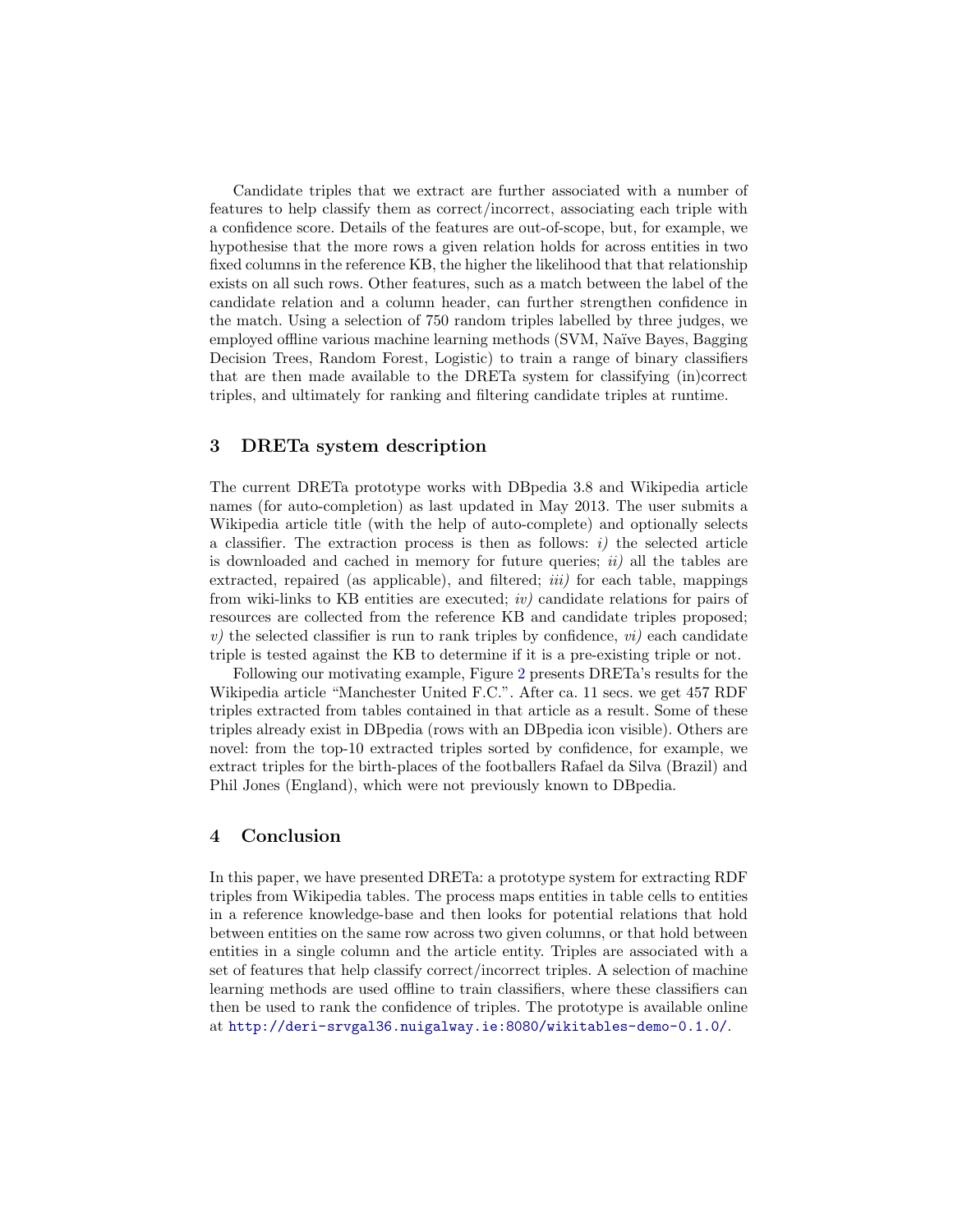Candidate triples that we extract are further associated with a number of features to help classify them as correct/incorrect, associating each triple with a confidence score. Details of the features are out-of-scope, but, for example, we hypothesise that the more rows a given relation holds for across entities in two fixed columns in the reference KB, the higher the likelihood that that relationship exists on all such rows. Other features, such as a match between the label of the candidate relation and a column header, can further strengthen confidence in the match. Using a selection of 750 random triples labelled by three judges, we employed offline various machine learning methods (SVM, Naïve Bayes, Bagging Decision Trees, Random Forest, Logistic) to train a range of binary classifiers that are then made available to the DRETa system for classifying (in)correct triples, and ultimately for ranking and filtering candidate triples at runtime.

## 3 DRETa system description

The current DRETa prototype works with DBpedia 3.8 and Wikipedia article names (for auto-completion) as last updated in May 2013. The user submits a Wikipedia article title (with the help of auto-complete) and optionally selects a classifier. The extraction process is then as follows: *i)* the selected article is downloaded and cached in memory for future queries; *ii)* all the tables are extracted, repaired (as applicable), and filtered; *iii)* for each table, mappings from wiki-links to KB entities are executed; *iv)* candidate relations for pairs of resources are collected from the reference KB and candidate triples proposed; *v)* the selected classifier is run to rank triples by confidence, *vi)* each candidate triple is tested against the KB to determine if it is a pre-existing triple or not.

Following our motivating example, Figure 2 presents DRETa's results for the Wikipedia article "Manchester United F.C.". After ca. 11 secs. we get 457 RDF triples extracted from tables contained in that article as a result. Some of these triples already exist in DBpedia (rows with an DBpedia icon visible). Others are novel: from the top-10 extracted triples sorted by confidence, for example, we extract triples for the birth-places of the footballers Rafael da Silva (Brazil) and Phil Jones (England), which were not previously known to DBpedia.

## 4 Conclusion

In this paper, we have presented DRETa: a prototype system for extracting RDF triples from Wikipedia tables. The process maps entities in table cells to entities in a reference knowledge-base and then looks for potential relations that hold between entities on the same row across two given columns, or that hold between entities in a single column and the article entity. Triples are associated with a set of features that help classify correct/incorrect triples. A selection of machine learning methods are used offline to train classifiers, where these classifiers can then be used to rank the confidence of triples. The prototype is available online at http://deri-srvgal36.nuigalway.ie:8080/wikitables-demo-0.1.0/.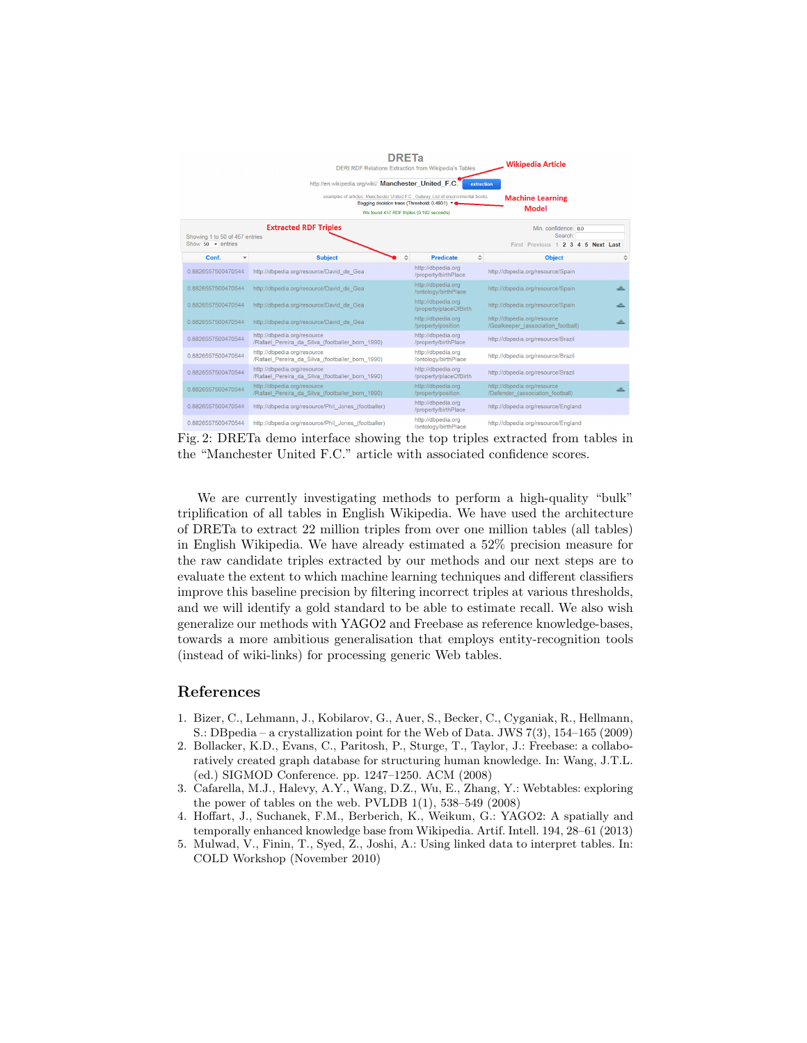Fig. 2: DRETa demo interface showing the top triples extracted from tables in the "Manchester United F.C." article with associated confidence scores.

We are currently investigating methods to perform a high-quality "bulk" triplification of all tables in English Wikipedia. We have used the architecture of DRETa to extract 22 million triples from over one million tables (all tables) in English Wikipedia. We have already estimated a 52% precision measure for the raw candidate triples extracted by our methods and our next steps are to evaluate the extent to which machine learning techniques and different classifiers improve this baseline precision by filtering incorrect triples at various thresholds, and we will identify a gold standard to be able to estimate recall. We also wish generalize our methods with YAGO2 and Freebase as reference knowledge-bases, towards a more ambitious generalisation that employs entity-recognition tools (instead of wiki-links) for processing generic Web tables.

## References

1. Bizer, C., Lehmann, J., Kobilarov, G., Auer, S., Becker, C., Cyganiak, R., Hellmann, S.: DBpedia – a crystallization point for the Web of Data. JWS 7(3), 154–165 (2009)
2. Bollacker, K.D., Evans, C., Paritosh, P., Sturge, T., Taylor, J.: Freebase: a collaboratively created graph database for structuring human knowledge. In: Wang, J.T.L. (ed.) SIGMOD Conference. pp. 1247–1250. ACM (2008)
3. Cafarella, M.J., Halevy, A.Y., Wang, D.Z., Wu, E., Zhang, Y.: Webtables: exploring the power of tables on the web. PVLDB 1(1), 538–549 (2008)
4. Hoffart, J., Suchanek, F.M., Berberich, K., Weikum, G.: YAGO2: A spatially and temporally enhanced knowledge base from Wikipedia. Artif. Intell. 194, 28–61 (2013)
5. Mulwad, V., Finin, T., Syed, Z., Joshi, A.: Using linked data to interpret tables. In: COLD Workshop (November 2010)